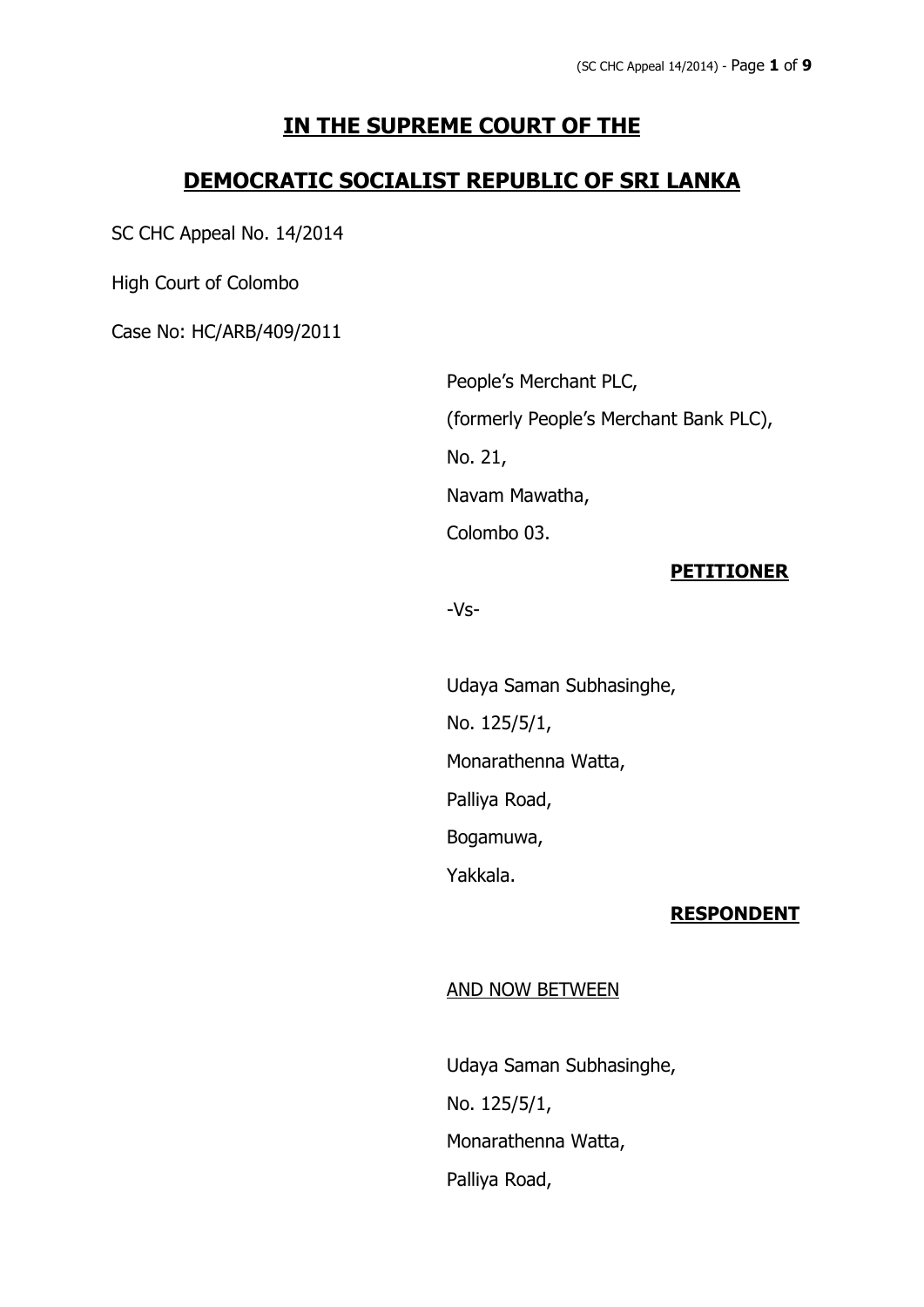# IN THE SUPREME COURT OF THE

# DEMOCRATIC SOCIALIST REPUBLIC OF SRI LANKA

SC CHC Appeal No. 14/2014

High Court of Colombo

Case No: HC/ARB/409/2011

People's Merchant PLC,

(formerly People's Merchant Bank PLC),

No. 21,

Navam Mawatha,

Colombo 03.

**PETITIONER**

-Vs-

Udaya Saman Subhasinghe,

No. 125/5/1,

Monarathenna Watta,

Palliya Road,

Bogamuwa,

Yakkala.

**RESPONDENT**

AND NOW BETWEEN

Udaya Saman Subhasinghe,

No. 125/5/1,

Monarathenna Watta,

Palliya Road,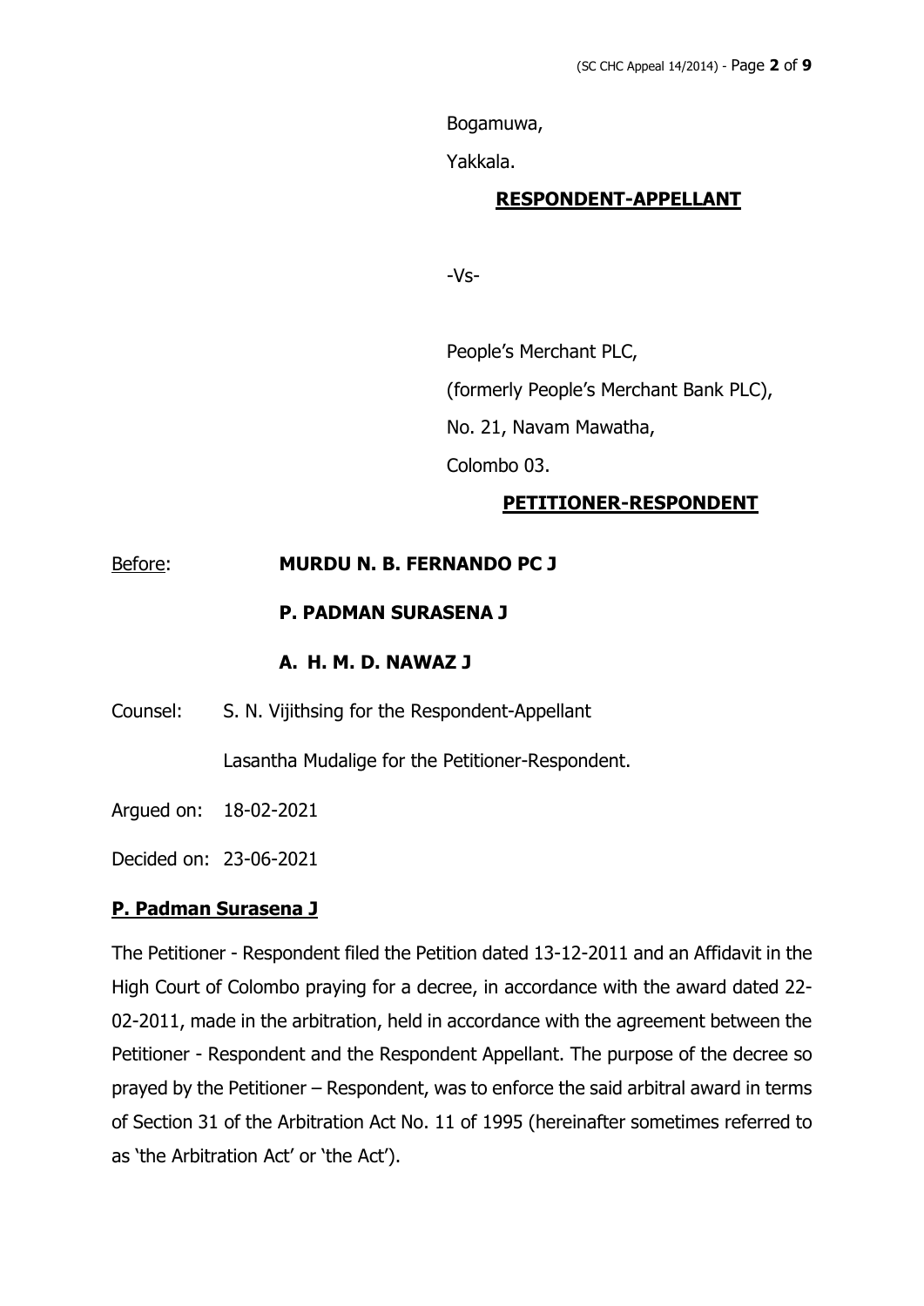Bogamuwa,

Yakkala.

**RESPONDENT-APPELLANT**

-Vs-

People's Merchant PLC,

(formerly People's Merchant Bank PLC),

No. 21, Navam Mawatha,

Colombo 03.

**PETITIONER-RESPONDENT**

Before: **MURDU N. B. FERNANDO PC J**

**P. PADMAN SURASENA J**

**A. H. M. D. NAWAZ J**

Counsel: S. N. Vijithsing for the Respondent-Appellant

Lasantha Mudalige for the Petitioner-Respondent.

Argued on: 18-02-2021

Decided on: 23-06-2021

**P. Padman Surasena J**

The Petitioner - Respondent filed the Petition dated 13-12-2011 and an Affidavit in the High Court of Colombo praying for a decree, in accordance with the award dated 22-02-2011, made in the arbitration, held in accordance with the agreement between the Petitioner - Respondent and the Respondent Appellant. The purpose of the decree so prayed by the Petitioner – Respondent, was to enforce the said arbitral award in terms of Section 31 of the Arbitration Act No. 11 of 1995 (hereinafter sometimes referred to as 'the Arbitration Act' or 'the Act').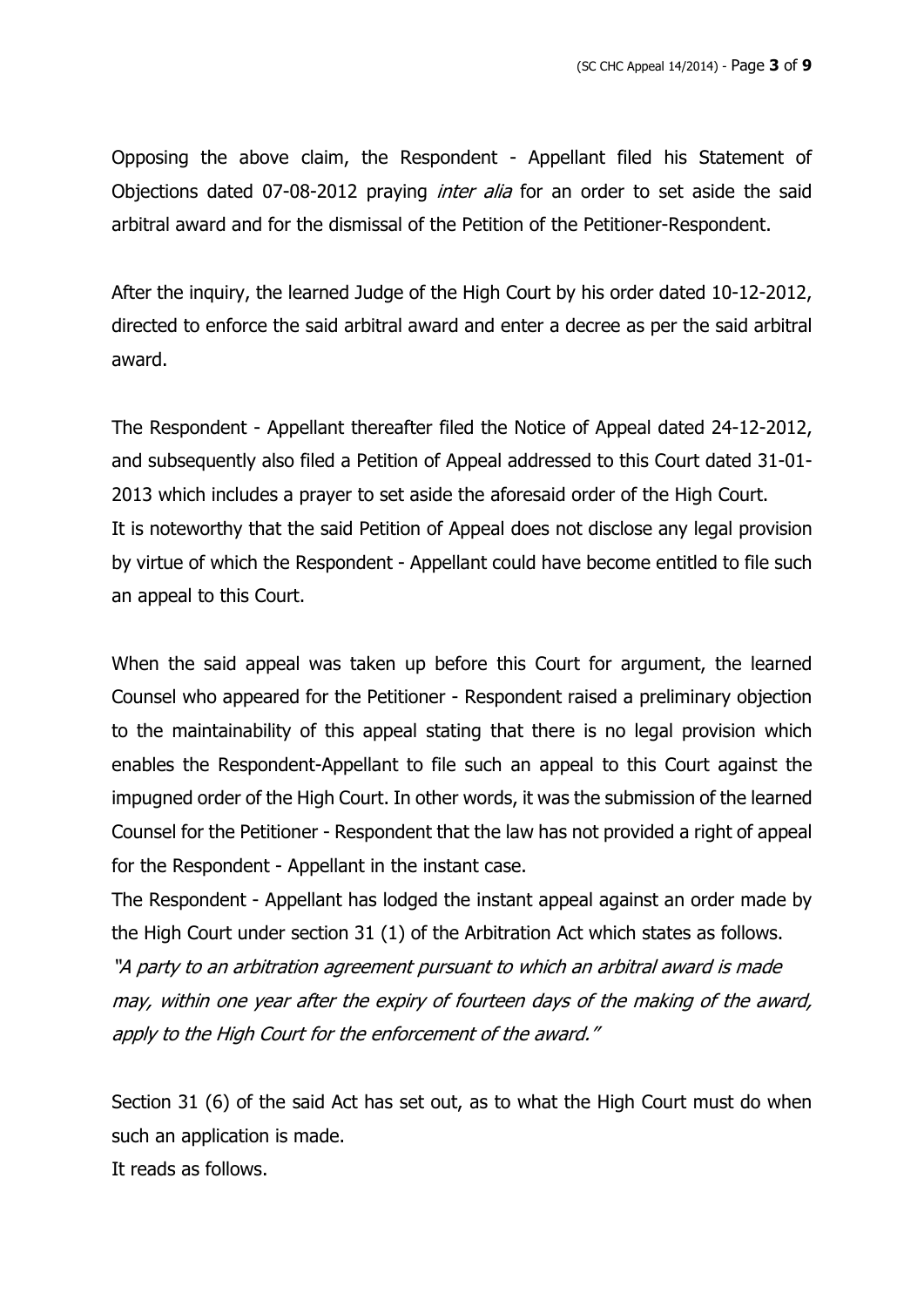Opposing the above claim, the Respondent - Appellant filed his Statement of Objections dated 07-08-2012 praying *inter alia* for an order to set aside the said arbitral award and for the dismissal of the Petition of the Petitioner-Respondent.

After the inquiry, the learned Judge of the High Court by his order dated 10-12-2012, directed to enforce the said arbitral award and enter a decree as per the said arbitral award.

The Respondent - Appellant thereafter filed the Notice of Appeal dated 24-12-2012, and subsequently also filed a Petition of Appeal addressed to this Court dated 31-01-2013 which includes a prayer to set aside the aforesaid order of the High Court.
It is noteworthy that the said Petition of Appeal does not disclose any legal provision by virtue of which the Respondent - Appellant could have become entitled to file such an appeal to this Court.

When the said appeal was taken up before this Court for argument, the learned Counsel who appeared for the Petitioner - Respondent raised a preliminary objection to the maintainability of this appeal stating that there is no legal provision which enables the Respondent-Appellant to file such an appeal to this Court against the impugned order of the High Court. In other words, it was the submission of the learned Counsel for the Petitioner - Respondent that the law has not provided a right of appeal for the Respondent - Appellant in the instant case.
The Respondent - Appellant has lodged the instant appeal against an order made by the High Court under section 31 (1) of the Arbitration Act which states as follows.
*"A party to an arbitration agreement pursuant to which an arbitral award is made may, within one year after the expiry of fourteen days of the making of the award, apply to the High Court for the enforcement of the award."*

Section 31 (6) of the said Act has set out, as to what the High Court must do when such an application is made.
It reads as follows.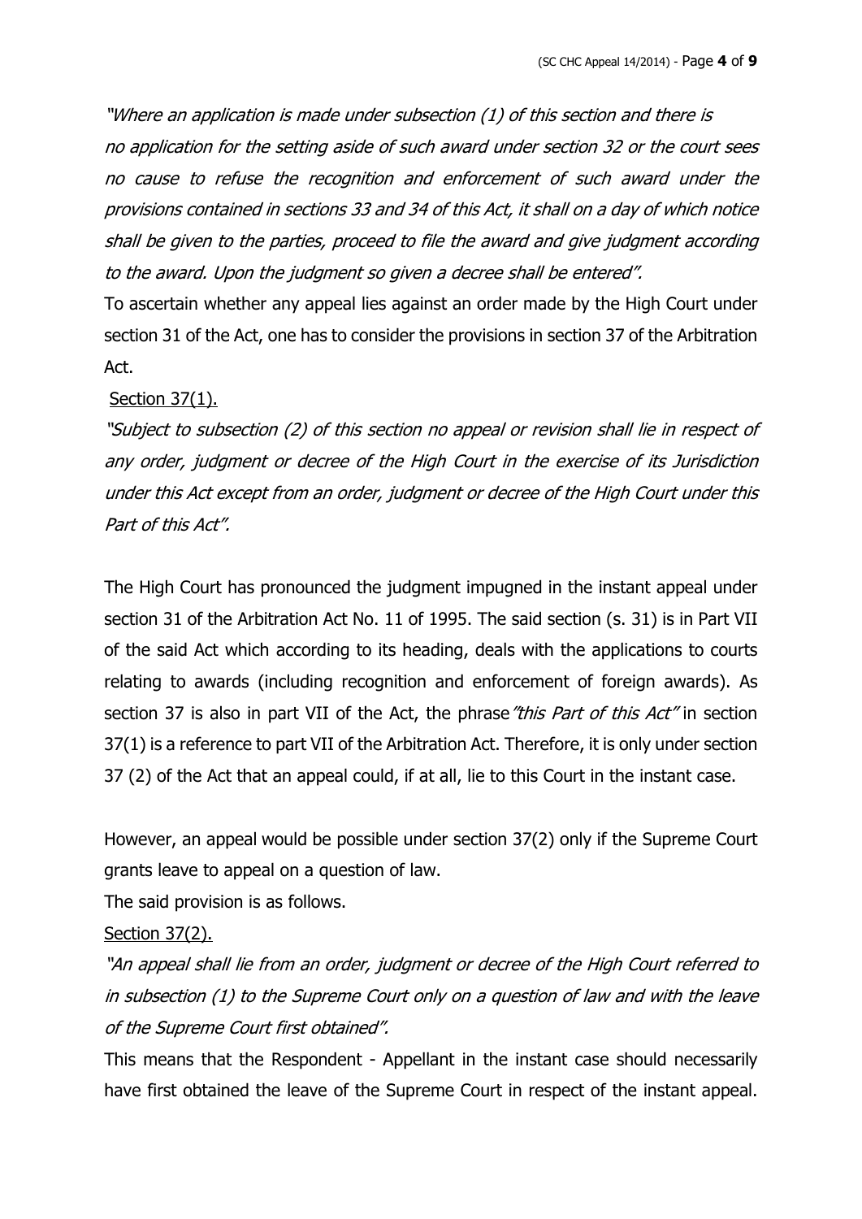*"Where an application is made under subsection (1) of this section and there is no application for the setting aside of such award under section 32 or the court sees no cause to refuse the recognition and enforcement of such award under the provisions contained in sections 33 and 34 of this Act, it shall on a day of which notice shall be given to the parties, proceed to file the award and give judgment according to the award. Upon the judgment so given a decree shall be entered".*

To ascertain whether any appeal lies against an order made by the High Court under section 31 of the Act, one has to consider the provisions in section 37 of the Arbitration Act.

<u>Section 37(1).</u>

*"Subject to subsection (2) of this section no appeal or revision shall lie in respect of any order, judgment or decree of the High Court in the exercise of its Jurisdiction under this Act except from an order, judgment or decree of the High Court under this Part of this Act".*

The High Court has pronounced the judgment impugned in the instant appeal under section 31 of the Arbitration Act No. 11 of 1995. The said section (s. 31) is in Part VII of the said Act which according to its heading, deals with the applications to courts relating to awards (including recognition and enforcement of foreign awards). As section 37 is also in part VII of the Act, the phrase *"this Part of this Act"* in section 37(1) is a reference to part VII of the Arbitration Act. Therefore, it is only under section 37 (2) of the Act that an appeal could, if at all, lie to this Court in the instant case.

However, an appeal would be possible under section 37(2) only if the Supreme Court grants leave to appeal on a question of law.

The said provision is as follows.

<u>Section 37(2).</u>

*"An appeal shall lie from an order, judgment or decree of the High Court referred to in subsection (1) to the Supreme Court only on a question of law and with the leave of the Supreme Court first obtained".*

This means that the Respondent - Appellant in the instant case should necessarily have first obtained the leave of the Supreme Court in respect of the instant appeal.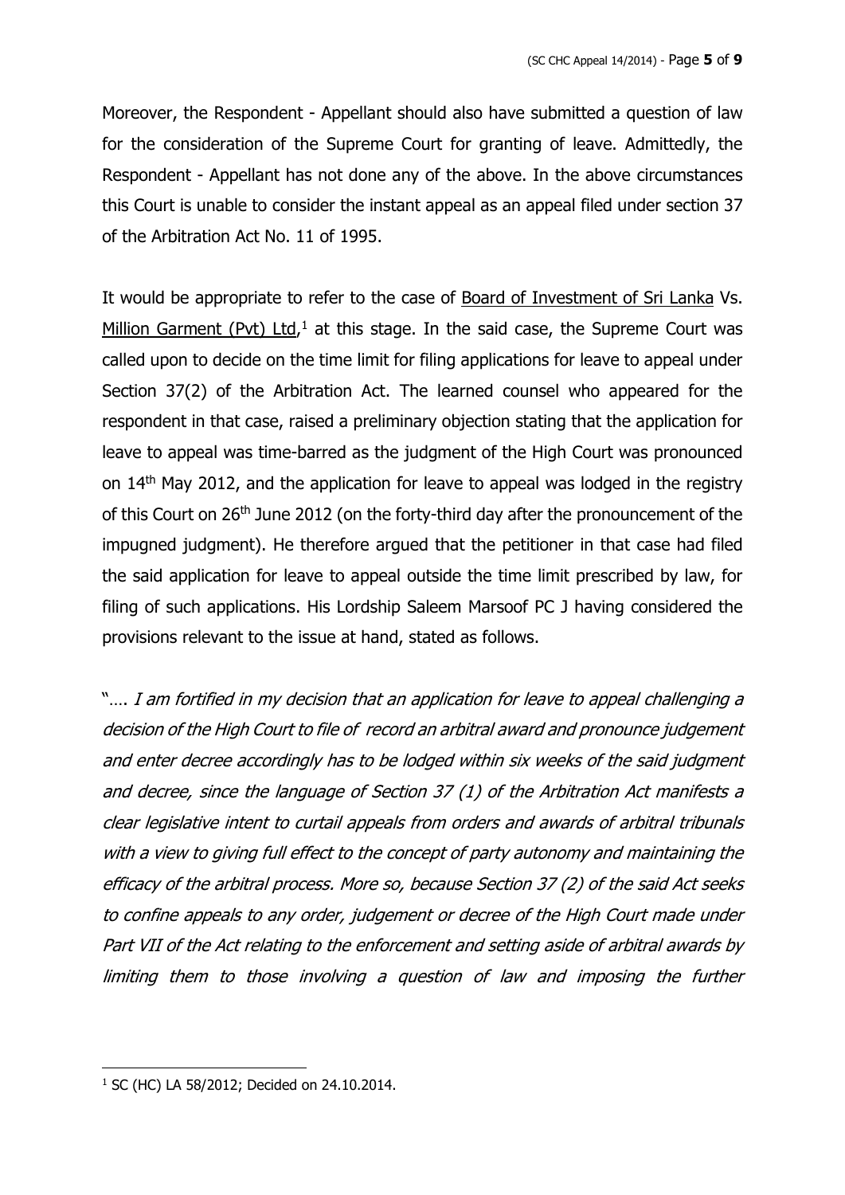Moreover, the Respondent - Appellant should also have submitted a question of law for the consideration of the Supreme Court for granting of leave. Admittedly, the Respondent - Appellant has not done any of the above. In the above circumstances this Court is unable to consider the instant appeal as an appeal filed under section 37 of the Arbitration Act No. 11 of 1995.

It would be appropriate to refer to the case of Board of Investment of Sri Lanka Vs. Million Garment (Pvt) Ltd,[1] at this stage. In the said case, the Supreme Court was called upon to decide on the time limit for filing applications for leave to appeal under Section 37(2) of the Arbitration Act. The learned counsel who appeared for the respondent in that case, raised a preliminary objection stating that the application for leave to appeal was time-barred as the judgment of the High Court was pronounced on 14th May 2012, and the application for leave to appeal was lodged in the registry of this Court on 26th June 2012 (on the forty-third day after the pronouncement of the impugned judgment). He therefore argued that the petitioner in that case had filed the said application for leave to appeal outside the time limit prescribed by law, for filing of such applications. His Lordship Saleem Marsoof PC J having considered the provisions relevant to the issue at hand, stated as follows.

"…. *I am fortified in my decision that an application for leave to appeal challenging a decision of the High Court to file of record an arbitral award and pronounce judgement and enter decree accordingly has to be lodged within six weeks of the said judgment and decree, since the language of Section 37 (1) of the Arbitration Act manifests a clear legislative intent to curtail appeals from orders and awards of arbitral tribunals with a view to giving full effect to the concept of party autonomy and maintaining the efficacy of the arbitral process. More so, because Section 37 (2) of the said Act seeks to confine appeals to any order, judgement or decree of the High Court made under Part VII of the Act relating to the enforcement and setting aside of arbitral awards by limiting them to those involving a question of law and imposing the further*

---

[1] SC (HC) LA 58/2012; Decided on 24.10.2014.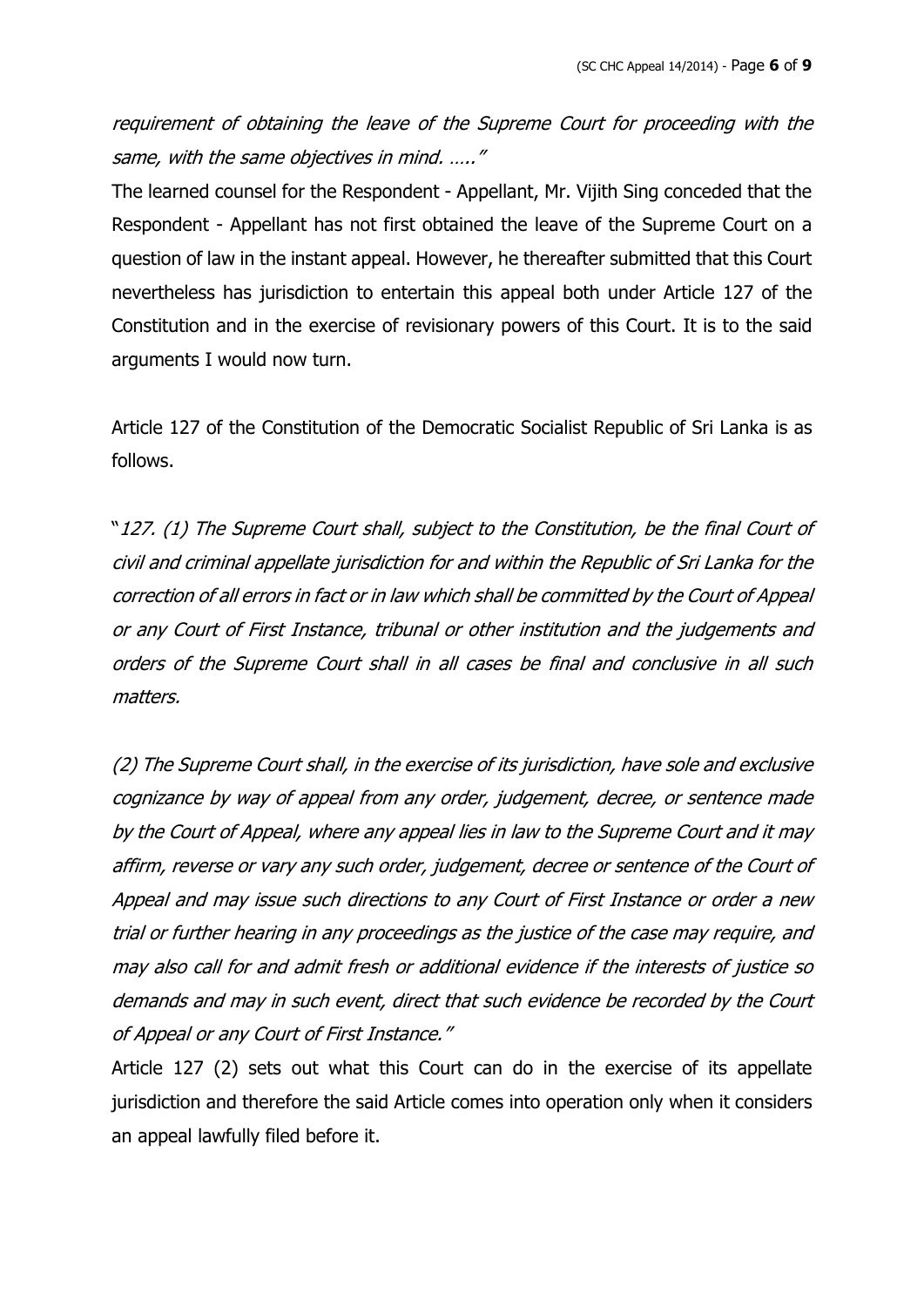*requirement of obtaining the leave of the Supreme Court for proceeding with the same, with the same objectives in mind. ….."*

The learned counsel for the Respondent - Appellant, Mr. Vijith Sing conceded that the Respondent - Appellant has not first obtained the leave of the Supreme Court on a question of law in the instant appeal. However, he thereafter submitted that this Court nevertheless has jurisdiction to entertain this appeal both under Article 127 of the Constitution and in the exercise of revisionary powers of this Court. It is to the said arguments I would now turn.

Article 127 of the Constitution of the Democratic Socialist Republic of Sri Lanka is as follows.

"*127. (1) The Supreme Court shall, subject to the Constitution, be the final Court of civil and criminal appellate jurisdiction for and within the Republic of Sri Lanka for the correction of all errors in fact or in law which shall be committed by the Court of Appeal or any Court of First Instance, tribunal or other institution and the judgements and orders of the Supreme Court shall in all cases be final and conclusive in all such matters.*

*(2) The Supreme Court shall, in the exercise of its jurisdiction, have sole and exclusive cognizance by way of appeal from any order, judgement, decree, or sentence made by the Court of Appeal, where any appeal lies in law to the Supreme Court and it may affirm, reverse or vary any such order, judgement, decree or sentence of the Court of Appeal and may issue such directions to any Court of First Instance or order a new trial or further hearing in any proceedings as the justice of the case may require, and may also call for and admit fresh or additional evidence if the interests of justice so demands and may in such event, direct that such evidence be recorded by the Court of Appeal or any Court of First Instance."*

Article 127 (2) sets out what this Court can do in the exercise of its appellate jurisdiction and therefore the said Article comes into operation only when it considers an appeal lawfully filed before it.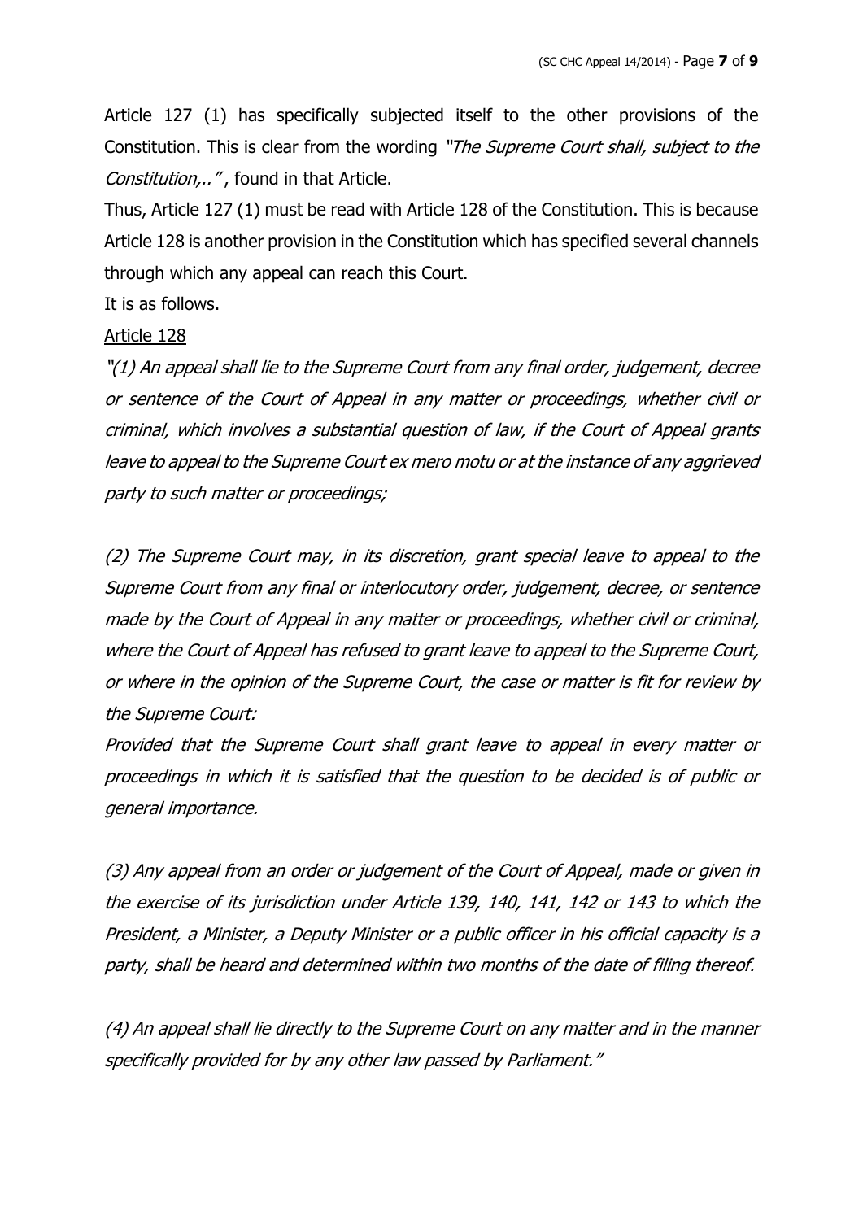Article 127 (1) has specifically subjected itself to the other provisions of the Constitution. This is clear from the wording *"The Supreme Court shall, subject to the Constitution,.."* , found in that Article.

Thus, Article 127 (1) must be read with Article 128 of the Constitution. This is because Article 128 is another provision in the Constitution which has specified several channels through which any appeal can reach this Court.

It is as follows.

<u>Article 128</u>

*"(1) An appeal shall lie to the Supreme Court from any final order, judgement, decree or sentence of the Court of Appeal in any matter or proceedings, whether civil or criminal, which involves a substantial question of law, if the Court of Appeal grants leave to appeal to the Supreme Court ex mero motu or at the instance of any aggrieved party to such matter or proceedings;*

*(2) The Supreme Court may, in its discretion, grant special leave to appeal to the Supreme Court from any final or interlocutory order, judgement, decree, or sentence made by the Court of Appeal in any matter or proceedings, whether civil or criminal, where the Court of Appeal has refused to grant leave to appeal to the Supreme Court, or where in the opinion of the Supreme Court, the case or matter is fit for review by the Supreme Court:*

*Provided that the Supreme Court shall grant leave to appeal in every matter or proceedings in which it is satisfied that the question to be decided is of public or general importance.*

*(3) Any appeal from an order or judgement of the Court of Appeal, made or given in the exercise of its jurisdiction under Article 139, 140, 141, 142 or 143 to which the President, a Minister, a Deputy Minister or a public officer in his official capacity is a party, shall be heard and determined within two months of the date of filing thereof.*

*(4) An appeal shall lie directly to the Supreme Court on any matter and in the manner specifically provided for by any other law passed by Parliament."*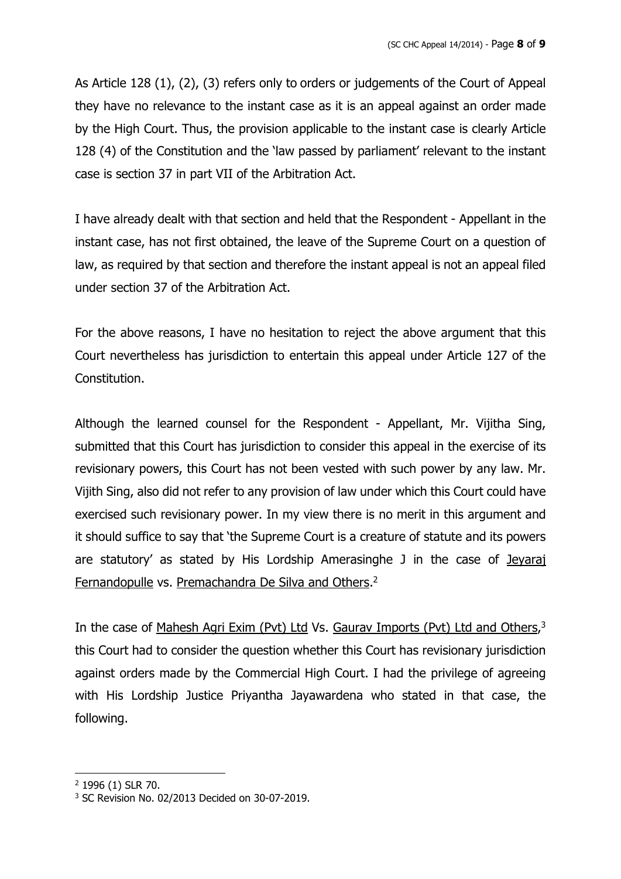As Article 128 (1), (2), (3) refers only to orders or judgements of the Court of Appeal they have no relevance to the instant case as it is an appeal against an order made by the High Court. Thus, the provision applicable to the instant case is clearly Article 128 (4) of the Constitution and the 'law passed by parliament' relevant to the instant case is section 37 in part VII of the Arbitration Act.

I have already dealt with that section and held that the Respondent - Appellant in the instant case, has not first obtained, the leave of the Supreme Court on a question of law, as required by that section and therefore the instant appeal is not an appeal filed under section 37 of the Arbitration Act.

For the above reasons, I have no hesitation to reject the above argument that this Court nevertheless has jurisdiction to entertain this appeal under Article 127 of the Constitution.

Although the learned counsel for the Respondent - Appellant, Mr. Vijitha Sing, submitted that this Court has jurisdiction to consider this appeal in the exercise of its revisionary powers, this Court has not been vested with such power by any law. Mr. Vijith Sing, also did not refer to any provision of law under which this Court could have exercised such revisionary power. In my view there is no merit in this argument and it should suffice to say that 'the Supreme Court is a creature of statute and its powers are statutory' as stated by His Lordship Amerasinghe J in the case of Jeyaraj Fernandopulle vs. Premachandra De Silva and Others.[2]

In the case of Mahesh Agri Exim (Pvt) Ltd Vs. Gaurav Imports (Pvt) Ltd and Others,[3] this Court had to consider the question whether this Court has revisionary jurisdiction against orders made by the Commercial High Court. I had the privilege of agreeing with His Lordship Justice Priyantha Jayawardena who stated in that case, the following.

---

[2] 1996 (1) SLR 70.

[3] SC Revision No. 02/2013 Decided on 30-07-2019.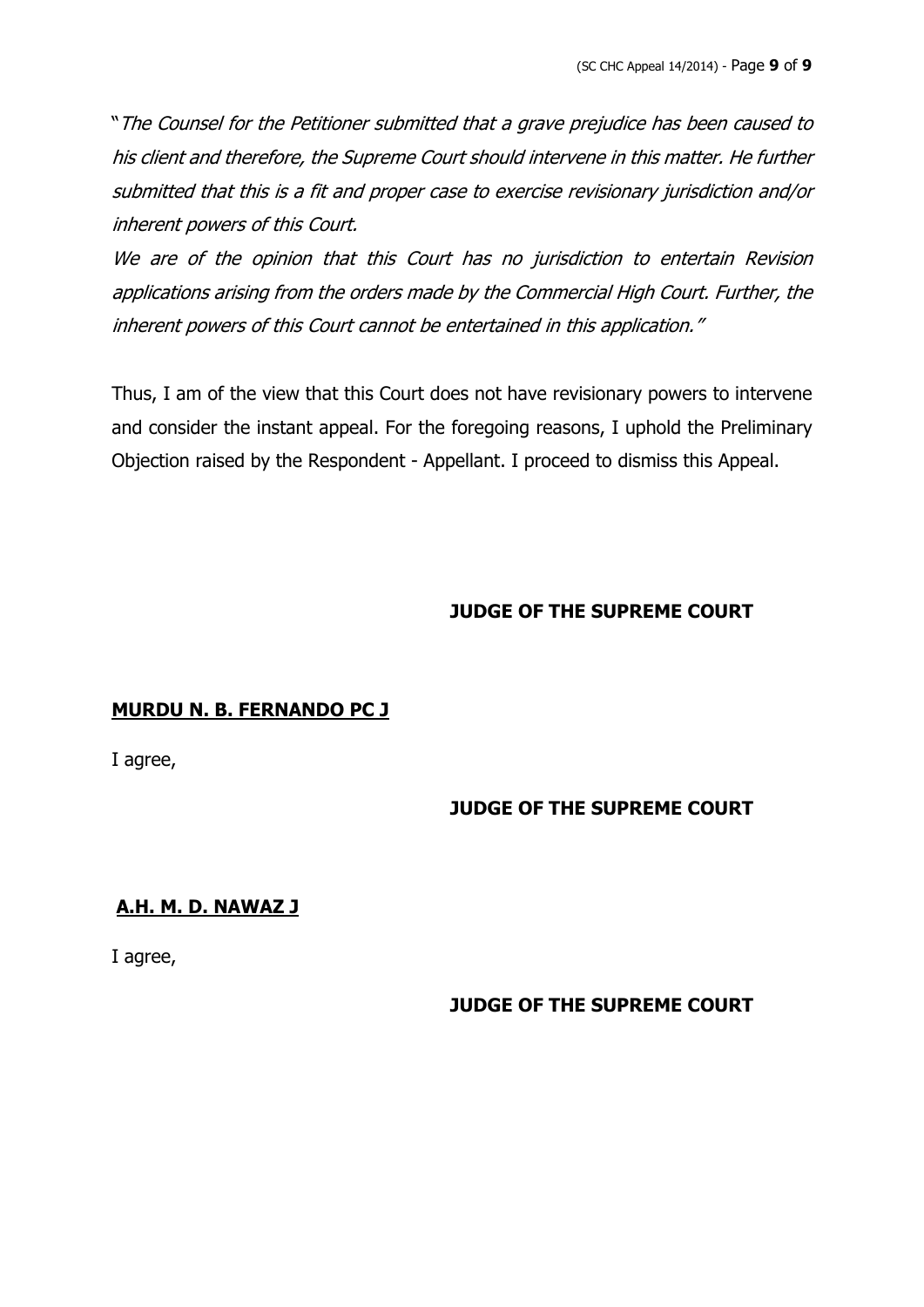"*The Counsel for the Petitioner submitted that a grave prejudice has been caused to his client and therefore, the Supreme Court should intervene in this matter. He further submitted that this is a fit and proper case to exercise revisionary jurisdiction and/or inherent powers of this Court.*

*We are of the opinion that this Court has no jurisdiction to entertain Revision applications arising from the orders made by the Commercial High Court. Further, the inherent powers of this Court cannot be entertained in this application.*"

Thus, I am of the view that this Court does not have revisionary powers to intervene and consider the instant appeal. For the foregoing reasons, I uphold the Preliminary Objection raised by the Respondent - Appellant. I proceed to dismiss this Appeal.

**JUDGE OF THE SUPREME COURT**

**MURDU N. B. FERNANDO PC J**

I agree,

**JUDGE OF THE SUPREME COURT**

**A.H. M. D. NAWAZ J**

I agree,

**JUDGE OF THE SUPREME COURT**